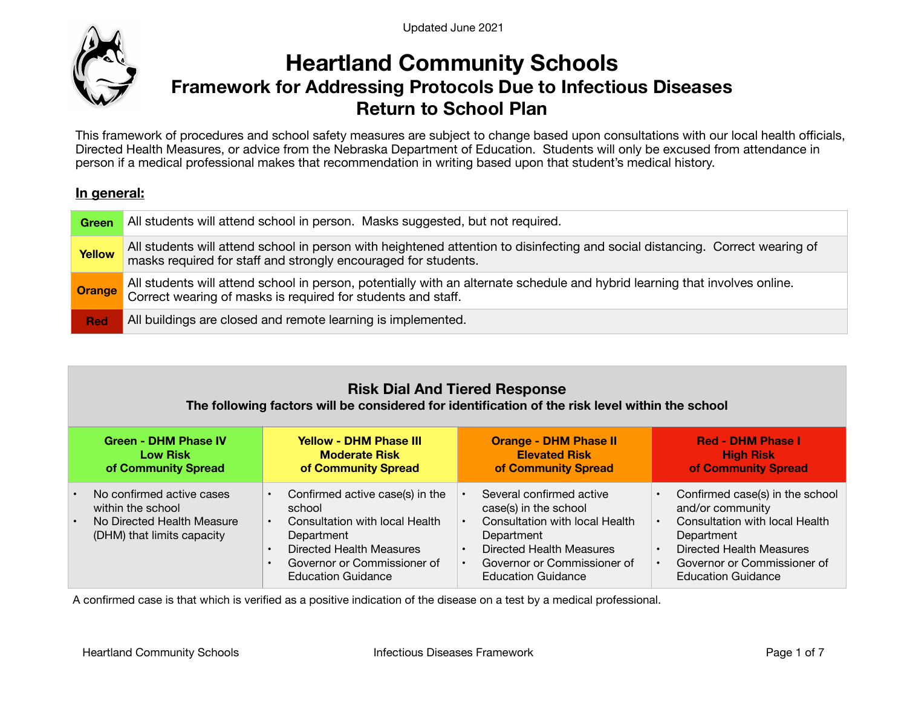Updated June 2021

# Heartland Community Schools

## Framework for Addressing Protocols Due to Infectious Diseases
## Return to School Plan

This framework of procedures and school safety measures are subject to change based upon consultations with our local health officials, Directed Health Measures, or advice from the Nebraska Department of Education. Students will only be excused from attendance in person if a medical professional makes that recommendation in writing based upon that student's medical history.

**In general:**

| | |
|---|---|
| **Green** | All students will attend school in person. Masks suggested, but not required. |
| **Yellow** | All students will attend school in person with heightened attention to disinfecting and social distancing. Correct wearing of masks required for staff and strongly encouraged for students. |
| **Orange** | All students will attend school in person, potentially with an alternate schedule and hybrid learning that involves online. Correct wearing of masks is required for students and staff. |
| **Red** | All buildings are closed and remote learning is implemented. |

### Risk Dial And Tiered Response

**The following factors will be considered for identification of the risk level within the school**

| **Green - DHM Phase IV Low Risk of Community Spread** | **Yellow - DHM Phase III Moderate Risk of Community Spread** | **Orange - DHM Phase II Elevated Risk of Community Spread** | **Red - DHM Phase I High Risk of Community Spread** |
|---|---|---|---|
| • No confirmed active cases within the school<br>• No Directed Health Measure (DHM) that limits capacity | • Confirmed active case(s) in the school<br>• Consultation with local Health Department<br>• Directed Health Measures<br>• Governor or Commissioner of Education Guidance | • Several confirmed active case(s) in the school<br>• Consultation with local Health Department<br>• Directed Health Measures<br>• Governor or Commissioner of Education Guidance | • Confirmed case(s) in the school and/or community<br>• Consultation with local Health Department<br>• Directed Health Measures<br>• Governor or Commissioner of Education Guidance |

A confirmed case is that which is verified as a positive indication of the disease on a test by a medical professional.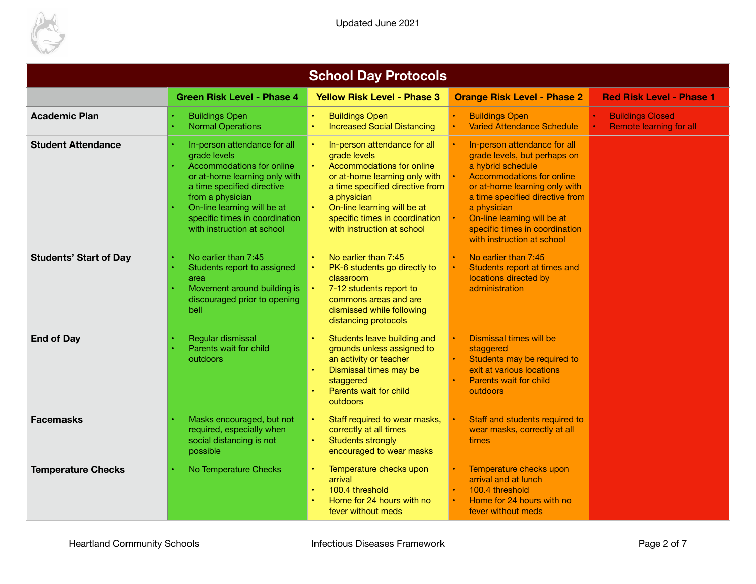## School Day Protocols

| | Green Risk Level - Phase 4 | Yellow Risk Level - Phase 3 | Orange Risk Level - Phase 2 | Red Risk Level - Phase 1 |
|---|---|---|---|---|
| **Academic Plan** | • Buildings Open<br>• Normal Operations | • Buildings Open<br>• Increased Social Distancing | • Buildings Open<br>• Varied Attendance Schedule | • Buildings Closed<br>• Remote learning for all |
| **Student Attendance** | • In-person attendance for all grade levels<br>• Accommodations for online or at-home learning only with a time specified directive from a physician<br>• On-line learning will be at specific times in coordination with instruction at school | • In-person attendance for all grade levels<br>• Accommodations for online or at-home learning only with a time specified directive from a physician<br>• On-line learning will be at specific times in coordination with instruction at school | • In-person attendance for all grade levels, but perhaps on a hybrid schedule<br>• Accommodations for online or at-home learning only with a time specified directive from a physician<br>• On-line learning will be at specific times in coordination with instruction at school | |
| **Students' Start of Day** | • No earlier than 7:45<br>• Students report to assigned area<br>• Movement around building is discouraged prior to opening bell | • No earlier than 7:45<br>• PK-6 students go directly to classroom<br>• 7-12 students report to commons areas and are dismissed while following distancing protocols | • No earlier than 7:45<br>• Students report at times and locations directed by administration | |
| **End of Day** | • Regular dismissal<br>• Parents wait for child outdoors | • Students leave building and grounds unless assigned to an activity or teacher<br>• Dismissal times may be staggered<br>• Parents wait for child outdoors | • Dismissal times will be staggered<br>• Students may be required to exit at various locations<br>• Parents wait for child outdoors | |
| **Facemasks** | • Masks encouraged, but not required, especially when social distancing is not possible | • Staff required to wear masks, correctly at all times<br>• Students strongly encouraged to wear masks | • Staff and students required to wear masks, correctly at all times | |
| **Temperature Checks** | • No Temperature Checks | • Temperature checks upon arrival<br>• 100.4 threshold<br>• Home for 24 hours with no fever without meds | • Temperature checks upon arrival and at lunch<br>• 100.4 threshold<br>• Home for 24 hours with no fever without meds | |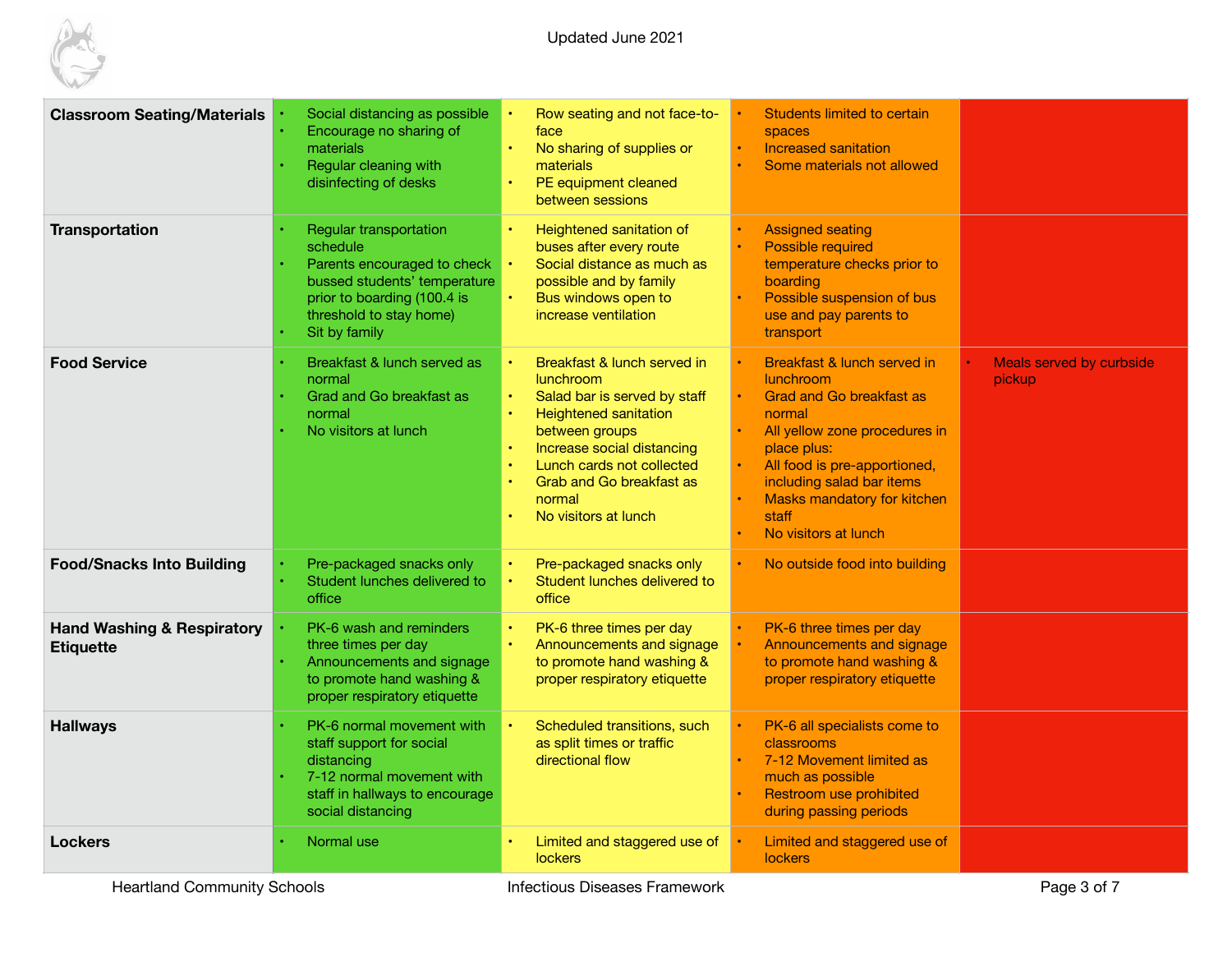Updated June 2021

| | | | | |
|---|---|---|---|---|
| **Classroom Seating/Materials** | • Social distancing as possible<br>• Encourage no sharing of materials<br>• Regular cleaning with disinfecting of desks | • Row seating and not face-to-face<br>• No sharing of supplies or materials<br>• PE equipment cleaned between sessions | • Students limited to certain spaces<br>• Increased sanitation<br>• Some materials not allowed | |
| **Transportation** | • Regular transportation schedule<br>• Parents encouraged to check bussed students' temperature prior to boarding (100.4 is threshold to stay home)<br>• Sit by family | • Heightened sanitation of buses after every route<br>• Social distance as much as possible and by family<br>• Bus windows open to increase ventilation | • Assigned seating<br>• Possible required temperature checks prior to boarding<br>• Possible suspension of bus use and pay parents to transport | |
| **Food Service** | • Breakfast & lunch served as normal<br>• Grad and Go breakfast as normal<br>• No visitors at lunch | • Breakfast & lunch served in lunchroom<br>• Salad bar is served by staff<br>• Heightened sanitation between groups<br>• Increase social distancing<br>• Lunch cards not collected<br>• Grab and Go breakfast as normal<br>• No visitors at lunch | • Breakfast & lunch served in lunchroom<br>• Grad and Go breakfast as normal<br>• All yellow zone procedures in place plus:<br>• All food is pre-apportioned, including salad bar items<br>• Masks mandatory for kitchen staff<br>• No visitors at lunch | • Meals served by curbside pickup |
| **Food/Snacks Into Building** | • Pre-packaged snacks only<br>• Student lunches delivered to office | • Pre-packaged snacks only<br>• Student lunches delivered to office | • No outside food into building | |
| **Hand Washing & Respiratory Etiquette** | • PK-6 wash and reminders three times per day<br>• Announcements and signage to promote hand washing & proper respiratory etiquette | • PK-6 three times per day<br>• Announcements and signage to promote hand washing & proper respiratory etiquette | • PK-6 three times per day<br>• Announcements and signage to promote hand washing & proper respiratory etiquette | |
| **Hallways** | • PK-6 normal movement with staff support for social distancing<br>• 7-12 normal movement with staff in hallways to encourage social distancing | • Scheduled transitions, such as split times or traffic directional flow | • PK-6 all specialists come to classrooms<br>• 7-12 Movement limited as much as possible<br>• Restroom use prohibited during passing periods | |
| **Lockers** | • Normal use | • Limited and staggered use of lockers | • Limited and staggered use of lockers | |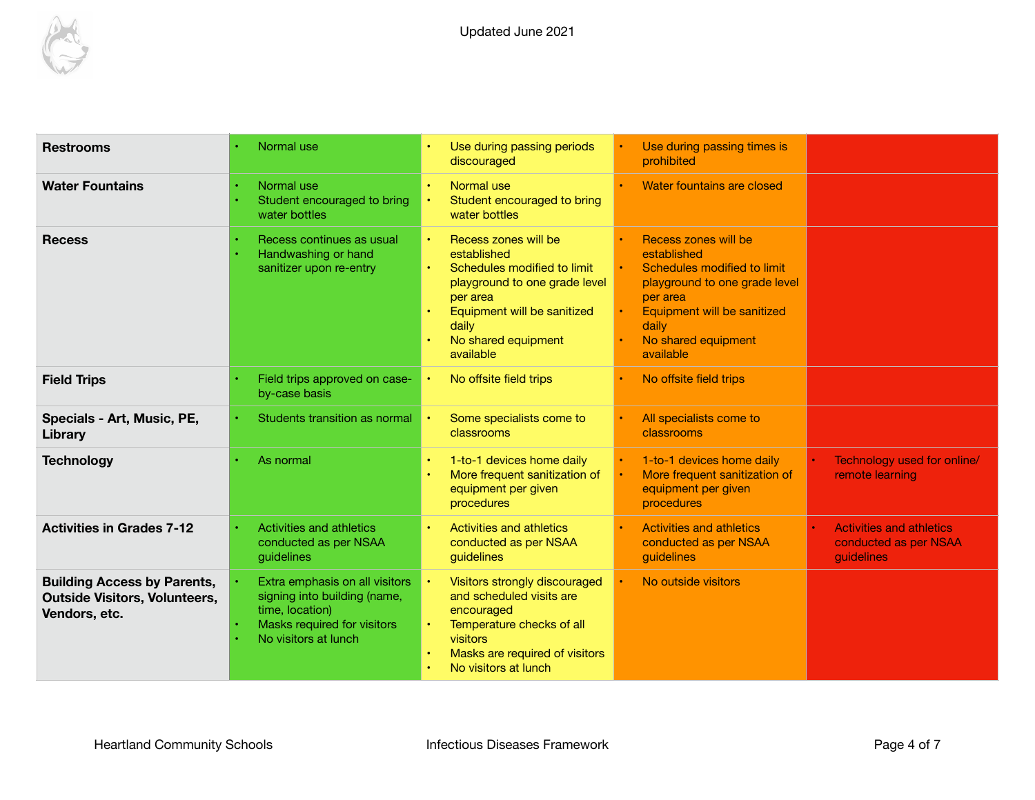| | | | | |
|---|---|---|---|---|
| **Restrooms** | • Normal use | • Use during passing periods discouraged | • Use during passing times is prohibited | |
| **Water Fountains** | • Normal use<br>• Student encouraged to bring water bottles | • Normal use<br>• Student encouraged to bring water bottles | • Water fountains are closed | |
| **Recess** | • Recess continues as usual<br>• Handwashing or hand sanitizer upon re-entry | • Recess zones will be established<br>• Schedules modified to limit playground to one grade level per area<br>• Equipment will be sanitized daily<br>• No shared equipment available | • Recess zones will be established<br>• Schedules modified to limit playground to one grade level per area<br>• Equipment will be sanitized daily<br>• No shared equipment available | |
| **Field Trips** | • Field trips approved on case-by-case basis | • No offsite field trips | • No offsite field trips | |
| **Specials - Art, Music, PE, Library** | • Students transition as normal | • Some specialists come to classrooms | • All specialists come to classrooms | |
| **Technology** | • As normal | • 1-to-1 devices home daily<br>• More frequent sanitization of equipment per given procedures | • 1-to-1 devices home daily<br>• More frequent sanitization of equipment per given procedures | • Technology used for online/remote learning |
| **Activities in Grades 7-12** | • Activities and athletics conducted as per NSAA guidelines | • Activities and athletics conducted as per NSAA guidelines | • Activities and athletics conducted as per NSAA guidelines | • Activities and athletics conducted as per NSAA guidelines |
| **Building Access by Parents, Outside Visitors, Volunteers, Vendors, etc.** | • Extra emphasis on all visitors signing into building (name, time, location)<br>• Masks required for visitors<br>• No visitors at lunch | • Visitors strongly discouraged and scheduled visits are encouraged<br>• Temperature checks of all visitors<br>• Masks are required of visitors<br>• No visitors at lunch | • No outside visitors | |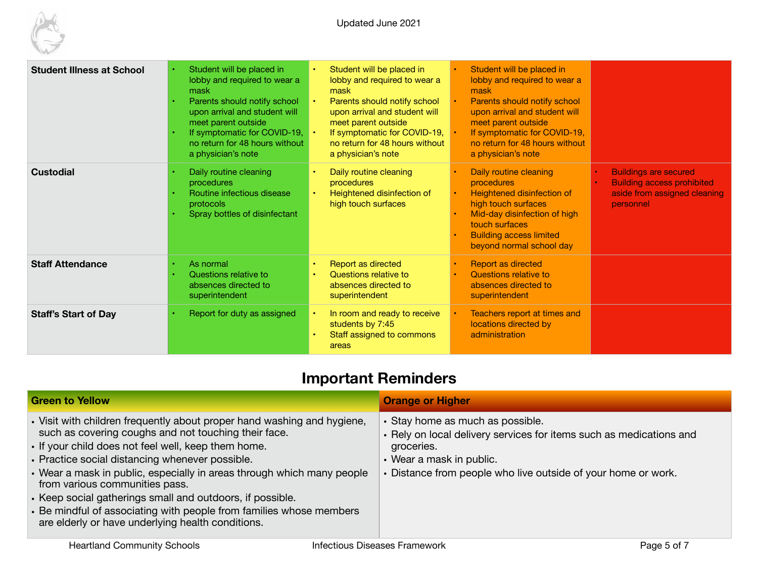Updated June 2021

| | | | | |
|---|---|---|---|---|
| **Student Illness at School** | • Student will be placed in lobby and required to wear a mask<br>• Parents should notify school upon arrival and student will meet parent outside<br>• If symptomatic for COVID-19, no return for 48 hours without a physician's note | • Student will be placed in lobby and required to wear a mask<br>• Parents should notify school upon arrival and student will meet parent outside<br>• If symptomatic for COVID-19, no return for 48 hours without a physician's note | • Student will be placed in lobby and required to wear a mask<br>• Parents should notify school upon arrival and student will meet parent outside<br>• If symptomatic for COVID-19, no return for 48 hours without a physician's note | |
| **Custodial** | • Daily routine cleaning procedures<br>• Routine infectious disease protocols<br>• Spray bottles of disinfectant | • Daily routine cleaning procedures<br>• Heightened disinfection of high touch surfaces | • Daily routine cleaning procedures<br>• Heightened disinfection of high touch surfaces<br>• Mid-day disinfection of high touch surfaces<br>• Building access limited beyond normal school day | • Buildings are secured<br>• Building access prohibited aside from assigned cleaning personnel |
| **Staff Attendance** | • As normal<br>• Questions relative to absences directed to superintendent | • Report as directed<br>• Questions relative to absences directed to superintendent | • Report as directed<br>• Questions relative to absences directed to superintendent | |
| **Staff's Start of Day** | • Report for duty as assigned | • In room and ready to receive students by 7:45<br>• Staff assigned to commons areas | • Teachers report at times and locations directed by administration | |

## Important Reminders

| **Green to Yellow** | **Orange or Higher** |
|---|---|
| • Visit with children frequently about proper hand washing and hygiene, such as covering coughs and not touching their face.<br>• If your child does not feel well, keep them home.<br>• Practice social distancing whenever possible.<br>• Wear a mask in public, especially in areas through which many people from various communities pass.<br>• Keep social gatherings small and outdoors, if possible.<br>• Be mindful of associating with people from families whose members are elderly or have underlying health conditions. | • Stay home as much as possible.<br>• Rely on local delivery services for items such as medications and groceries.<br>• Wear a mask in public.<br>• Distance from people who live outside of your home or work. |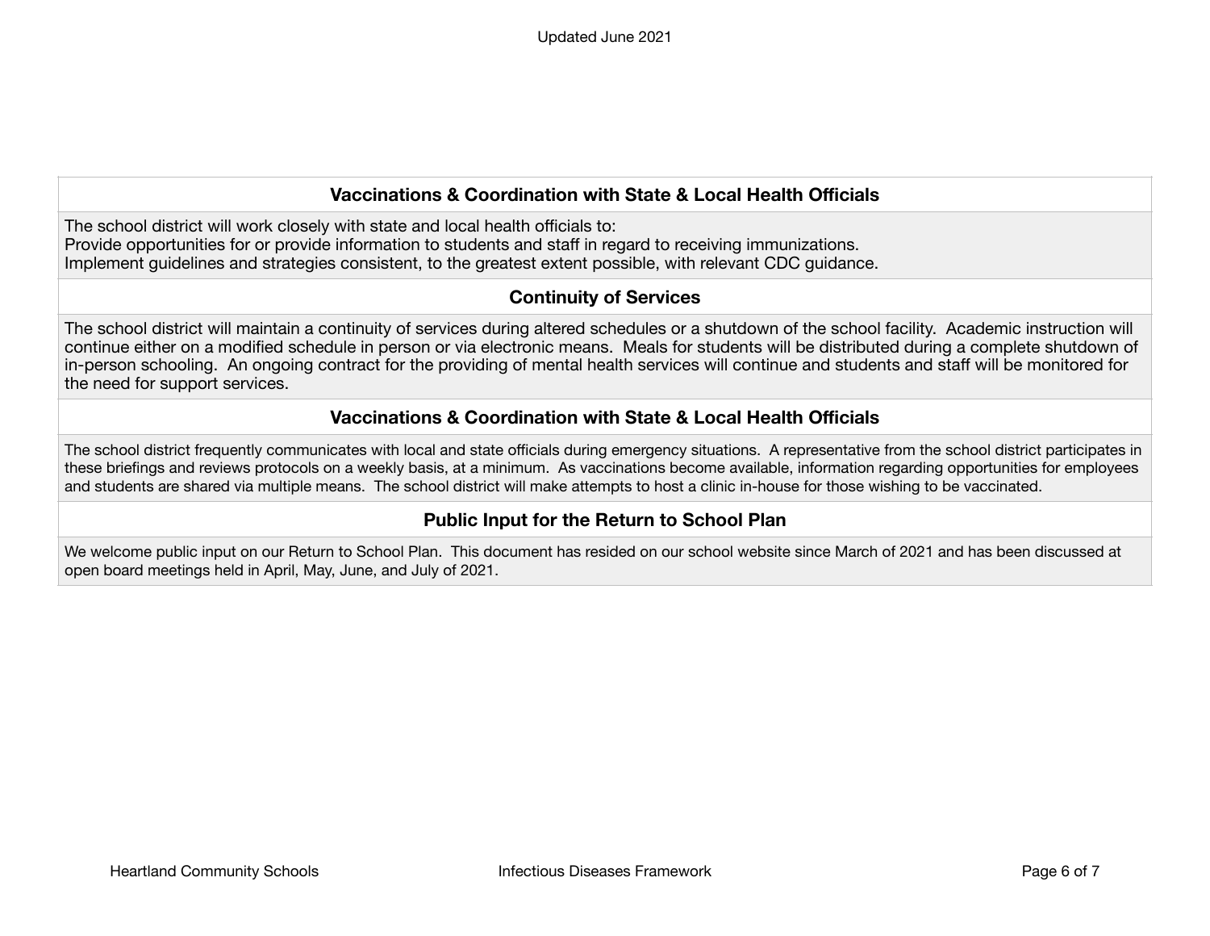## Vaccinations & Coordination with State & Local Health Officials

The school district will work closely with state and local health officials to:
Provide opportunities for or provide information to students and staff in regard to receiving immunizations.
Implement guidelines and strategies consistent, to the greatest extent possible, with relevant CDC guidance.

## Continuity of Services

The school district will maintain a continuity of services during altered schedules or a shutdown of the school facility. Academic instruction will continue either on a modified schedule in person or via electronic means. Meals for students will be distributed during a complete shutdown of in-person schooling. An ongoing contract for the providing of mental health services will continue and students and staff will be monitored for the need for support services.

## Vaccinations & Coordination with State & Local Health Officials

The school district frequently communicates with local and state officials during emergency situations. A representative from the school district participates in these briefings and reviews protocols on a weekly basis, at a minimum. As vaccinations become available, information regarding opportunities for employees and students are shared via multiple means. The school district will make attempts to host a clinic in-house for those wishing to be vaccinated.

## Public Input for the Return to School Plan

We welcome public input on our Return to School Plan. This document has resided on our school website since March of 2021 and has been discussed at open board meetings held in April, May, June, and July of 2021.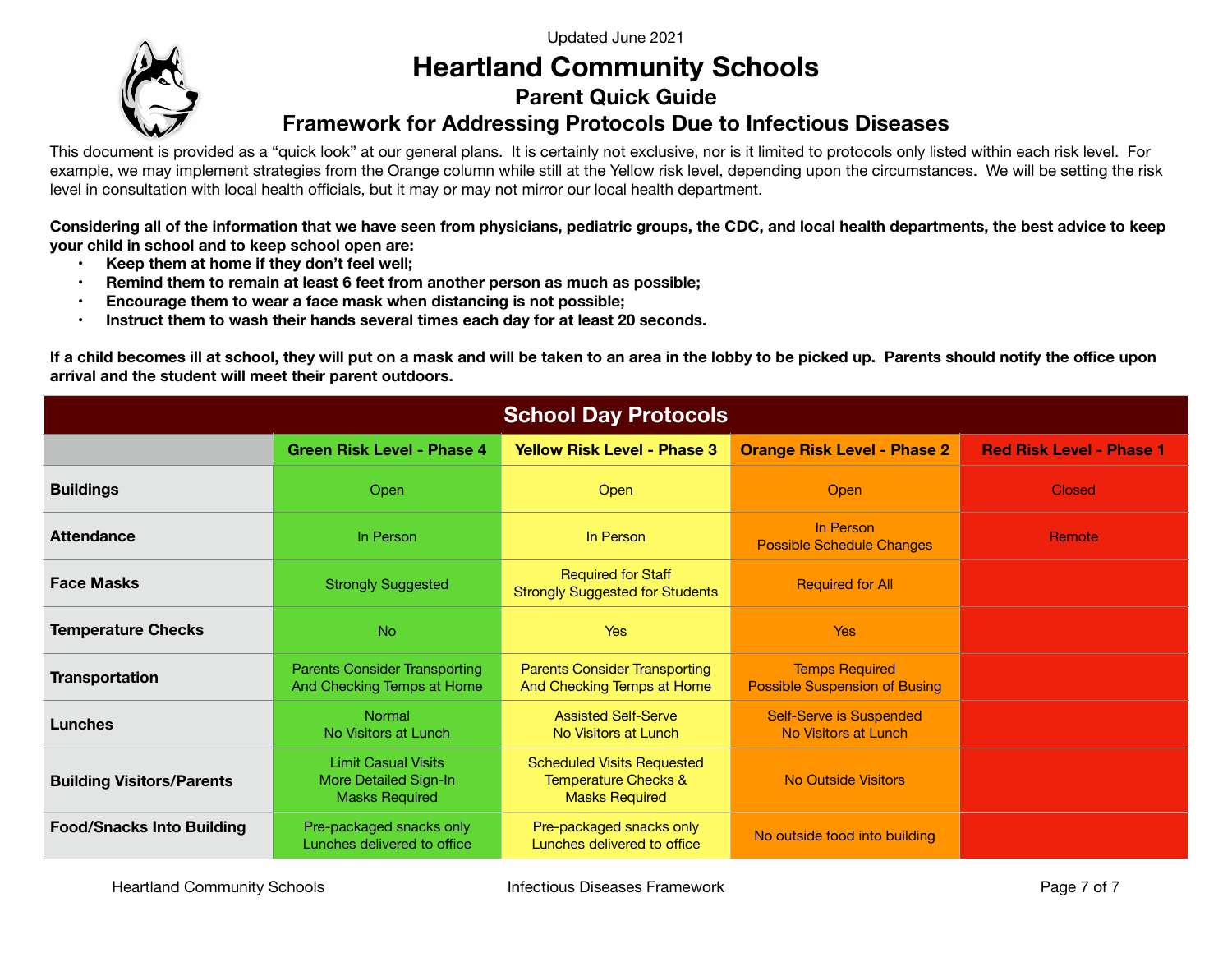Updated June 2021

# Heartland Community Schools

## Parent Quick Guide

## Framework for Addressing Protocols Due to Infectious Diseases

This document is provided as a "quick look" at our general plans. It is certainly not exclusive, nor is it limited to protocols only listed within each risk level. For example, we may implement strategies from the Orange column while still at the Yellow risk level, depending upon the circumstances. We will be setting the risk level in consultation with local health officials, but it may or may not mirror our local health department.

**Considering all of the information that we have seen from physicians, pediatric groups, the CDC, and local health departments, the best advice to keep your child in school and to keep school open are:**

- **Keep them at home if they don't feel well;**
- **Remind them to remain at least 6 feet from another person as much as possible;**
- **Encourage them to wear a face mask when distancing is not possible;**
- **Instruct them to wash their hands several times each day for at least 20 seconds.**

**If a child becomes ill at school, they will put on a mask and will be taken to an area in the lobby to be picked up. Parents should notify the office upon arrival and the student will meet their parent outdoors.**

### School Day Protocols

| | Green Risk Level - Phase 4 | Yellow Risk Level - Phase 3 | Orange Risk Level - Phase 2 | Red Risk Level - Phase 1 |
|---|---|---|---|---|
| **Buildings** | Open | Open | Open | Closed |
| **Attendance** | In Person | In Person | In Person<br>Possible Schedule Changes | Remote |
| **Face Masks** | Strongly Suggested | Required for Staff<br>Strongly Suggested for Students | Required for All | |
| **Temperature Checks** | No | Yes | Yes | |
| **Transportation** | Parents Consider Transporting And Checking Temps at Home | Parents Consider Transporting And Checking Temps at Home | Temps Required<br>Possible Suspension of Busing | |
| **Lunches** | Normal<br>No Visitors at Lunch | Assisted Self-Serve<br>No Visitors at Lunch | Self-Serve is Suspended<br>No Visitors at Lunch | |
| **Building Visitors/Parents** | Limit Casual Visits<br>More Detailed Sign-In<br>Masks Required | Scheduled Visits Requested<br>Temperature Checks &<br>Masks Required | No Outside Visitors | |
| **Food/Snacks Into Building** | Pre-packaged snacks only<br>Lunches delivered to office | Pre-packaged snacks only<br>Lunches delivered to office | No outside food into building | |